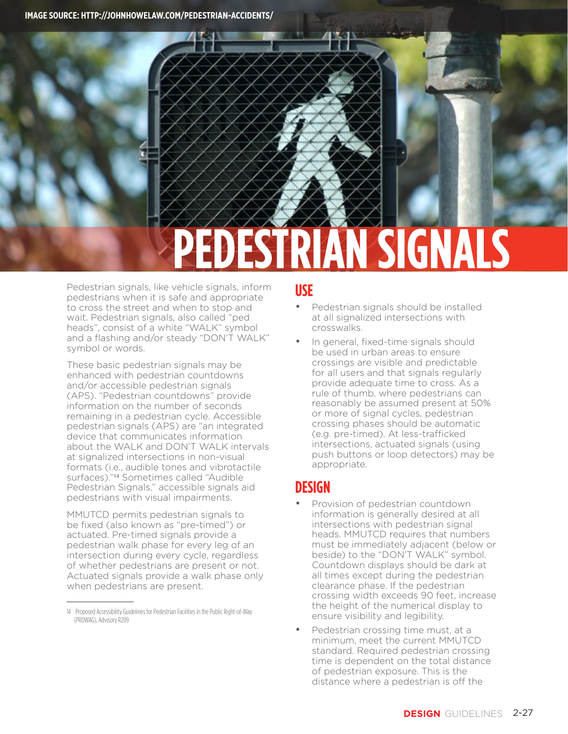IMAGE SOURCE: HTTP://JOHNHOWELAW.COM/PEDESTRIAN-ACCIDENTS/

# PEDESTRIAN SIGNALS

Pedestrian signals, like vehicle signals, inform pedestrians when it is safe and appropriate to cross the street and when to stop and wait. Pedestrian signals, also called "ped heads", consist of a white "WALK" symbol and a flashing and/or steady "DON'T WALK" symbol or words.

These basic pedestrian signals may be enhanced with pedestrian countdowns and/or accessible pedestrian signals (APS). "Pedestrian countdowns" provide information on the number of seconds remaining in a pedestrian cycle. Accessible pedestrian signals (APS) are "an integrated device that communicates information about the WALK and DON'T WALK intervals at signalized intersections in non-visual formats (i.e., audible tones and vibrotactile surfaces)."[14] Sometimes called "Audible Pedestrian Signals," accessible signals aid pedestrians with visual impairments.

MMUTCD permits pedestrian signals to be fixed (also known as "pre-timed") or actuated. Pre-timed signals provide a pedestrian walk phase for every leg of an intersection during every cycle, regardless of whether pedestrians are present or not. Actuated signals provide a walk phase only when pedestrians are present.

14 Proposed Accessibility Guidelines for Pedestrian Facilities in the Public Right-of-Way (PROWAG), Advisory R209

## USE

- Pedestrian signals should be installed at all signalized intersections with crosswalks.
- In general, fixed-time signals should be used in urban areas to ensure crossings are visible and predictable for all users and that signals regularly provide adequate time to cross. As a rule of thumb, where pedestrians can reasonably be assumed present at 50% or more of signal cycles, pedestrian crossing phases should be automatic (e.g. pre-timed). At less-trafficked intersections, actuated signals (using push buttons or loop detectors) may be appropriate.

## DESIGN

- Provision of pedestrian countdown information is generally desired at all intersections with pedestrian signal heads. MMUTCD requires that numbers must be immediately adjacent (below or beside) to the "DON'T WALK" symbol. Countdown displays should be dark at all times except during the pedestrian clearance phase. If the pedestrian crossing width exceeds 90 feet, increase the height of the numerical display to ensure visibility and legibility.
- Pedestrian crossing time must, at a minimum, meet the current MMUTCD standard. Required pedestrian crossing time is dependent on the total distance of pedestrian exposure. This is the distance where a pedestrian is off the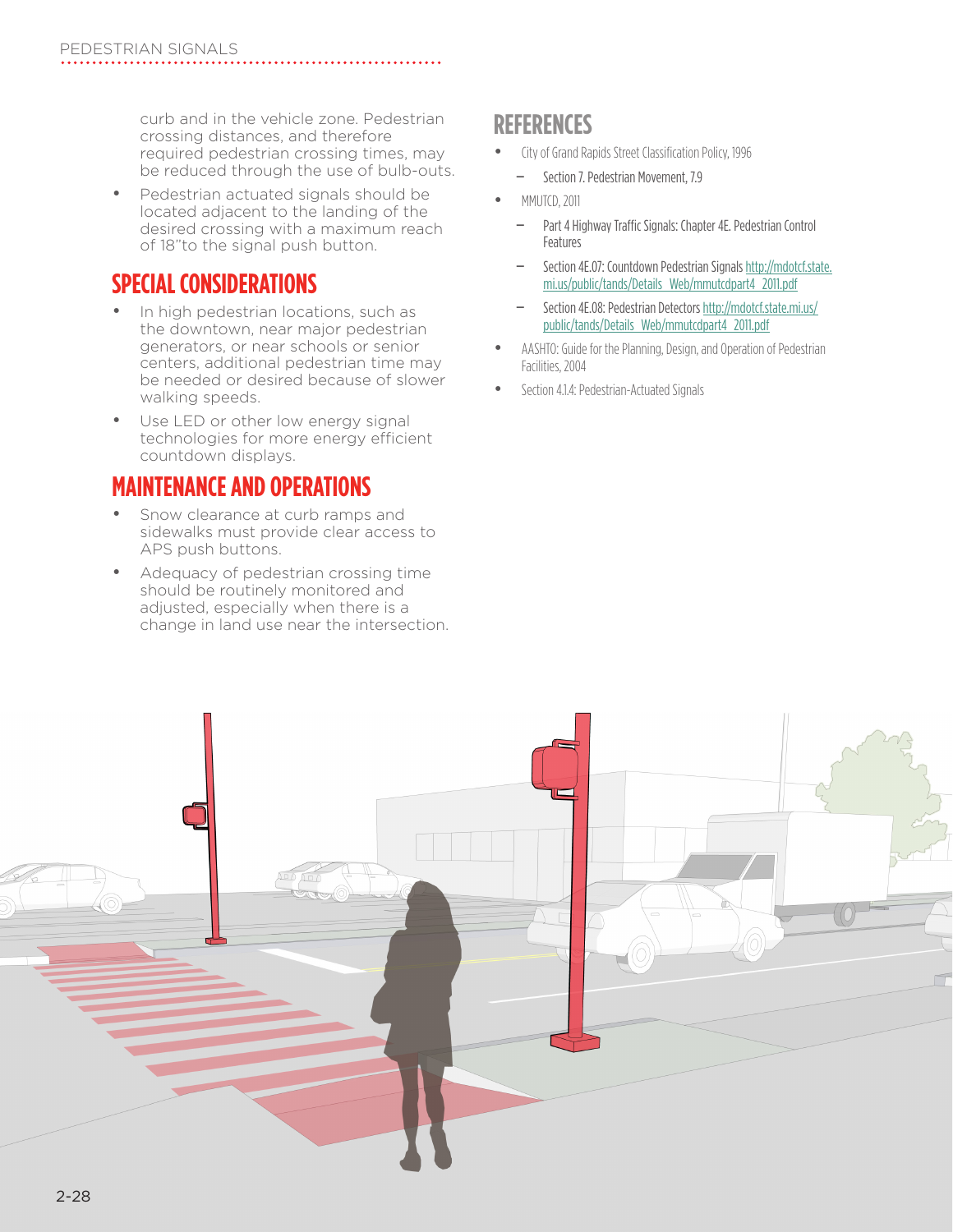curb and in the vehicle zone. Pedestrian crossing distances, and therefore required pedestrian crossing times, may be reduced through the use of bulb-outs.

- Pedestrian actuated signals should be located adjacent to the landing of the desired crossing with a maximum reach of 18"to the signal push button.

## SPECIAL CONSIDERATIONS

- In high pedestrian locations, such as the downtown, near major pedestrian generators, or near schools or senior centers, additional pedestrian time may be needed or desired because of slower walking speeds.
- Use LED or other low energy signal technologies for more energy efficient countdown displays.

## MAINTENANCE AND OPERATIONS

- Snow clearance at curb ramps and sidewalks must provide clear access to APS push buttons.
- Adequacy of pedestrian crossing time should be routinely monitored and adjusted, especially when there is a change in land use near the intersection.

## REFERENCES

- City of Grand Rapids Street Classification Policy, 1996
  - Section 7. Pedestrian Movement, 7.9
- MMUTCD, 2011
  - Part 4 Highway Traffic Signals: Chapter 4E. Pedestrian Control Features
  - Section 4E.07: Countdown Pedestrian Signals http://mdotcf.state.mi.us/public/tands/Details_Web/mmutcdpart4_2011.pdf
  - Section 4E.08: Pedestrian Detectors http://mdotcf.state.mi.us/public/tands/Details_Web/mmutcdpart4_2011.pdf
- AASHTO: Guide for the Planning, Design, and Operation of Pedestrian Facilities, 2004
- Section 4.1.4: Pedestrian-Actuated Signals